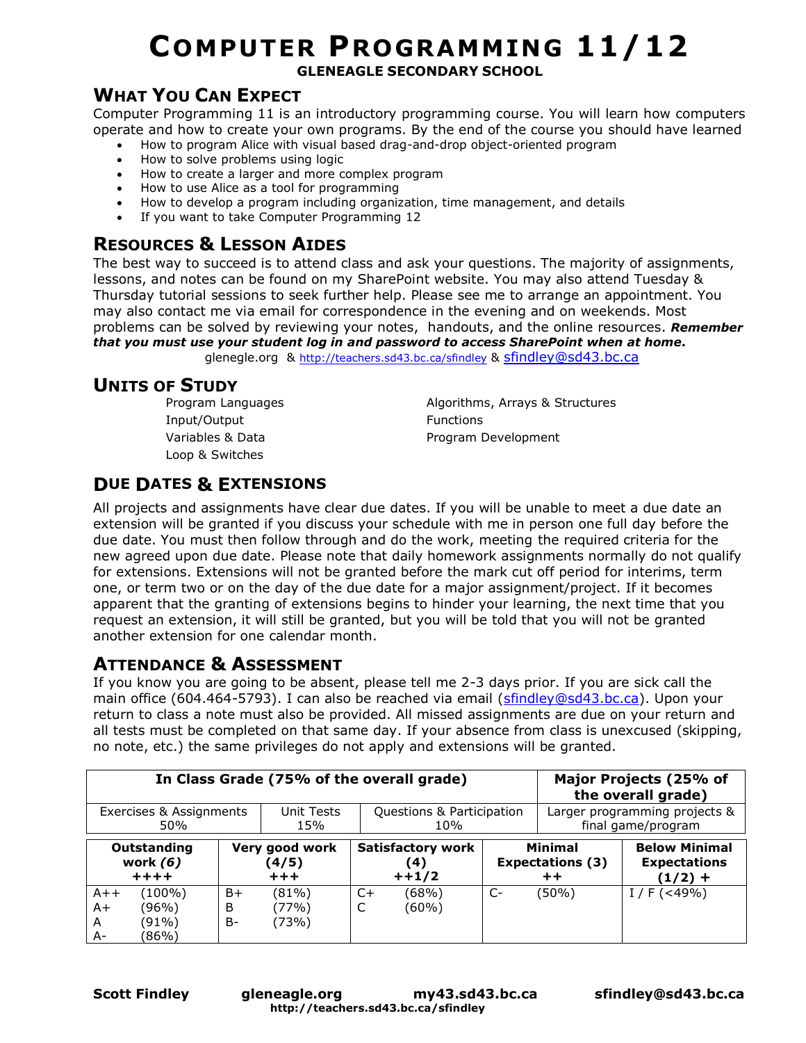# COMPUTER PROGRAMMING 11/12

**GLENEAGLE SECONDARY SCHOOL**

## WHAT YOU CAN EXPECT

Computer Programming 11 is an introductory programming course. You will learn how computers operate and how to create your own programs. By the end of the course you should have learned

- How to program Alice with visual based drag-and-drop object-oriented program
- How to solve problems using logic
- How to create a larger and more complex program
- How to use Alice as a tool for programming
- How to develop a program including organization, time management, and details
- If you want to take Computer Programming 12

## RESOURCES & LESSON AIDES

The best way to succeed is to attend class and ask your questions. The majority of assignments, lessons, and notes can be found on my SharePoint website. You may also attend Tuesday & Thursday tutorial sessions to seek further help. Please see me to arrange an appointment. You may also contact me via email for correspondence in the evening and on weekends. Most problems can be solved by reviewing your notes, handouts, and the online resources. ***Remember that you must use your student log in and password to access SharePoint when at home.***

glenegle.org & http://teachers.sd43.bc.ca/sfindley & sfindley@sd43.bc.ca

## UNITS OF STUDY

Program Languages
Input/Output
Variables & Data
Loop & Switches
Algorithms, Arrays & Structures
Functions
Program Development

## DUE DATES & EXTENSIONS

All projects and assignments have clear due dates. If you will be unable to meet a due date an extension will be granted if you discuss your schedule with me in person one full day before the due date. You must then follow through and do the work, meeting the required criteria for the new agreed upon due date. Please note that daily homework assignments normally do not qualify for extensions. Extensions will not be granted before the mark cut off period for interims, term one, or term two or on the day of the due date for a major assignment/project. If it becomes apparent that the granting of extensions begins to hinder your learning, the next time that you request an extension, it will still be granted, but you will be told that you will not be granted another extension for one calendar month.

## ATTENDANCE & ASSESSMENT

If you know you are going to be absent, please tell me 2-3 days prior. If you are sick call the main office (604.464-5793). I can also be reached via email (sfindley@sd43.bc.ca). Upon your return to class a note must also be provided. All missed assignments are due on your return and all tests must be completed on that same day. If your absence from class is unexcused (skipping, no note, etc.) the same privileges do not apply and extensions will be granted.

| **In Class Grade (75% of the overall grade)** | | | **Major Projects (25% of the overall grade)** |
|---|---|---|---|
| Exercises & Assignments 50% | Unit Tests 15% | Questions & Participation 10% | Larger programming projects & final game/program |

| **Outstanding work *(6)* ++++** | **Very good work (4/5) +++** | **Satisfactory work (4) ++1/2** | **Minimal Expectations (3) ++** | **Below Minimal Expectations (1/2) +** |
|---|---|---|---|---|
| A++ (100%)<br>A+ (96%)<br>A (91%)<br>A- (86%) | B+ (81%)<br>B (77%)<br>B- (73%) | C+ (68%)<br>C (60%) | C- (50%) | I / F (<49%) |

**Scott Findley** **gleneagle.org** **my43.sd43.bc.ca** **sfindley@sd43.bc.ca**
**http://teachers.sd43.bc.ca/sfindley**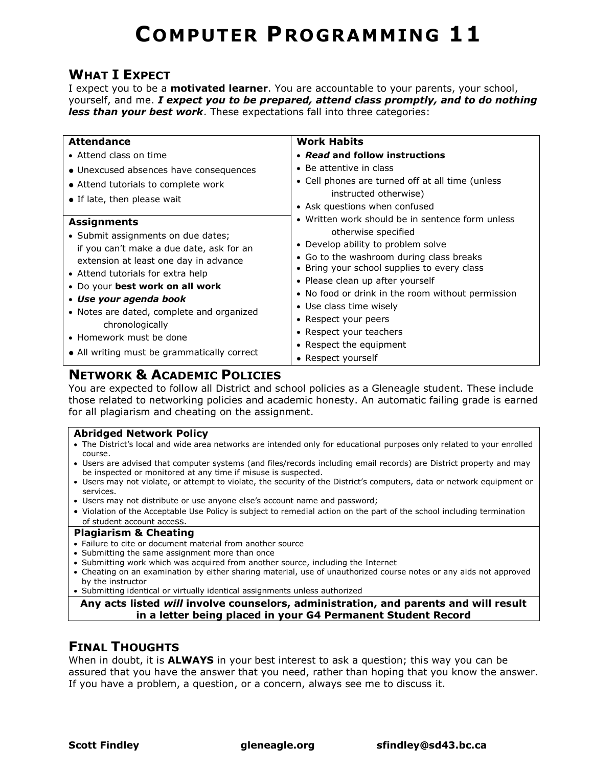# COMPUTER PROGRAMMING 11

## WHAT I EXPECT

I expect you to be a **motivated learner**. You are accountable to your parents, your school, yourself, and me. ***I expect you to be prepared, attend class promptly, and to do nothing less than your best work***. These expectations fall into three categories:

### Attendance

- Attend class on time
- Unexcused absences have consequences
- Attend tutorials to complete work
- If late, then please wait

### Assignments

- Submit assignments on due dates; if you can't make a due date, ask for an extension at least one day in advance
- Attend tutorials for extra help
- Do your **best work on all work**
- ***Use your agenda book***
- Notes are dated, complete and organized chronologically
- Homework must be done
- All writing must be grammatically correct

### Work Habits

- ***Read* and follow instructions**
- Be attentive in class
- Cell phones are turned off at all time (unless instructed otherwise)
- Ask questions when confused
- Written work should be in sentence form unless otherwise specified
- Develop ability to problem solve
- Go to the washroom during class breaks
- Bring your school supplies to every class
- Please clean up after yourself
- No food or drink in the room without permission
- Use class time wisely
- Respect your peers
- Respect your teachers
- Respect the equipment
- Respect yourself

## NETWORK & ACADEMIC POLICIES

You are expected to follow all District and school policies as a Gleneagle student. These include those related to networking policies and academic honesty. An automatic failing grade is earned for all plagiarism and cheating on the assignment.

### Abridged Network Policy

- The District's local and wide area networks are intended only for educational purposes only related to your enrolled course.
- Users are advised that computer systems (and files/records including email records) are District property and may be inspected or monitored at any time if misuse is suspected.
- Users may not violate, or attempt to violate, the security of the District's computers, data or network equipment or services.
- Users may not distribute or use anyone else's account name and password;
- Violation of the Acceptable Use Policy is subject to remedial action on the part of the school including termination of student account access.

### Plagiarism & Cheating

- Failure to cite or document material from another source
- Submitting the same assignment more than once
- Submitting work which was acquired from another source, including the Internet
- Cheating on an examination by either sharing material, use of unauthorized course notes or any aids not approved by the instructor
- Submitting identical or virtually identical assignments unless authorized

**Any acts listed *will* involve counselors, administration, and parents and will result in a letter being placed in your G4 Permanent Student Record**

## FINAL THOUGHTS

When in doubt, it is **ALWAYS** in your best interest to ask a question; this way you can be assured that you have the answer that you need, rather than hoping that you know the answer. If you have a problem, a question, or a concern, always see me to discuss it.

**Scott Findley** **gleneagle.org** **sfindley@sd43.bc.ca**